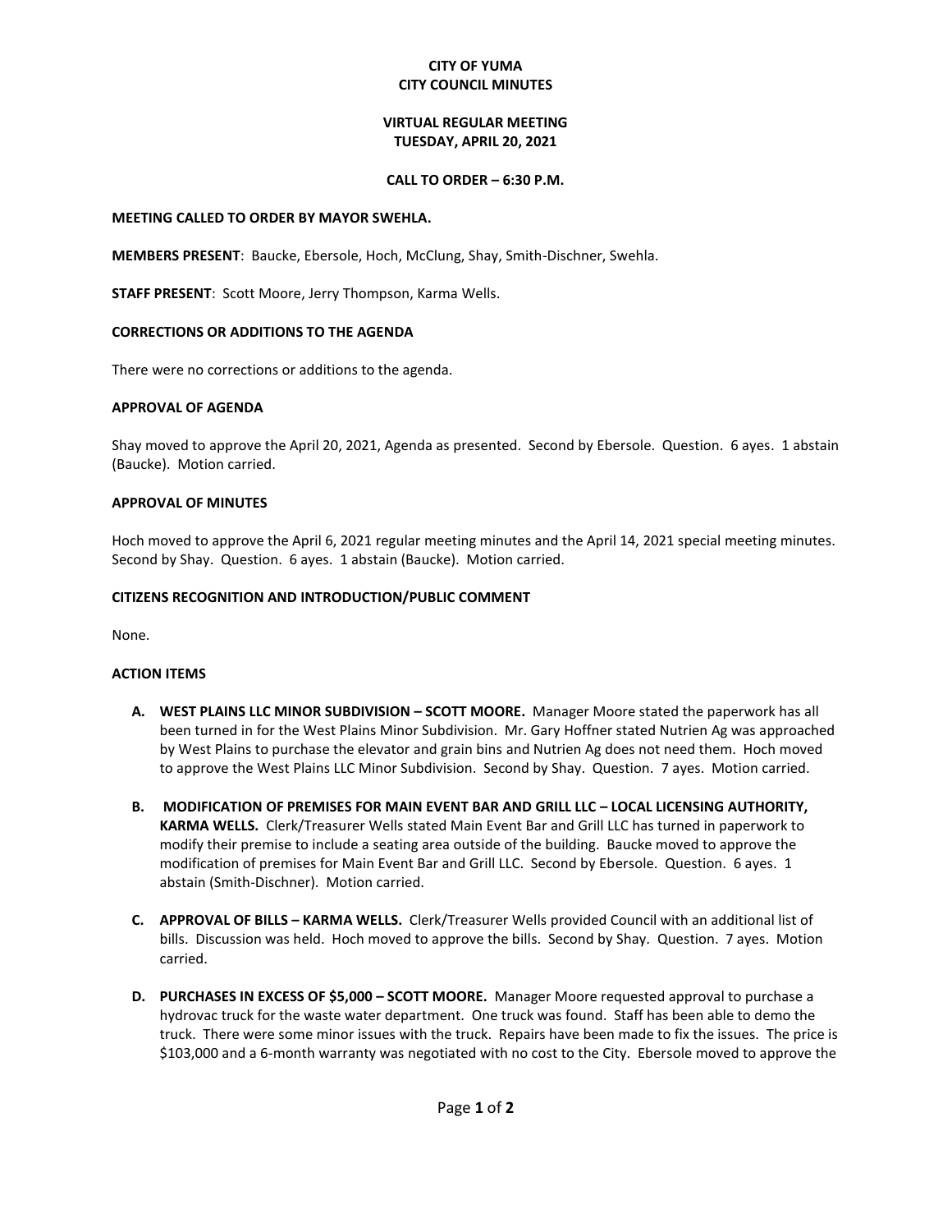**CITY OF YUMA**
**CITY COUNCIL MINUTES**

**VIRTUAL REGULAR MEETING**
**TUESDAY, APRIL 20, 2021**

**CALL TO ORDER – 6:30 P.M.**

**MEETING CALLED TO ORDER BY MAYOR SWEHLA.**

**MEMBERS PRESENT**: Baucke, Ebersole, Hoch, McClung, Shay, Smith-Dischner, Swehla.

**STAFF PRESENT**: Scott Moore, Jerry Thompson, Karma Wells.

**CORRECTIONS OR ADDITIONS TO THE AGENDA**

There were no corrections or additions to the agenda.

**APPROVAL OF AGENDA**

Shay moved to approve the April 20, 2021, Agenda as presented. Second by Ebersole. Question. 6 ayes. 1 abstain (Baucke). Motion carried.

**APPROVAL OF MINUTES**

Hoch moved to approve the April 6, 2021 regular meeting minutes and the April 14, 2021 special meeting minutes. Second by Shay. Question. 6 ayes. 1 abstain (Baucke). Motion carried.

**CITIZENS RECOGNITION AND INTRODUCTION/PUBLIC COMMENT**

None.

**ACTION ITEMS**

- **A. WEST PLAINS LLC MINOR SUBDIVISION – SCOTT MOORE.** Manager Moore stated the paperwork has all been turned in for the West Plains Minor Subdivision. Mr. Gary Hoffner stated Nutrien Ag was approached by West Plains to purchase the elevator and grain bins and Nutrien Ag does not need them. Hoch moved to approve the West Plains LLC Minor Subdivision. Second by Shay. Question. 7 ayes. Motion carried.

- **B. MODIFICATION OF PREMISES FOR MAIN EVENT BAR AND GRILL LLC – LOCAL LICENSING AUTHORITY, KARMA WELLS.** Clerk/Treasurer Wells stated Main Event Bar and Grill LLC has turned in paperwork to modify their premise to include a seating area outside of the building. Baucke moved to approve the modification of premises for Main Event Bar and Grill LLC. Second by Ebersole. Question. 6 ayes. 1 abstain (Smith-Dischner). Motion carried.

- **C. APPROVAL OF BILLS – KARMA WELLS.** Clerk/Treasurer Wells provided Council with an additional list of bills. Discussion was held. Hoch moved to approve the bills. Second by Shay. Question. 7 ayes. Motion carried.

- **D. PURCHASES IN EXCESS OF $5,000 – SCOTT MOORE.** Manager Moore requested approval to purchase a hydrovac truck for the waste water department. One truck was found. Staff has been able to demo the truck. There were some minor issues with the truck. Repairs have been made to fix the issues. The price is $103,000 and a 6-month warranty was negotiated with no cost to the City. Ebersole moved to approve the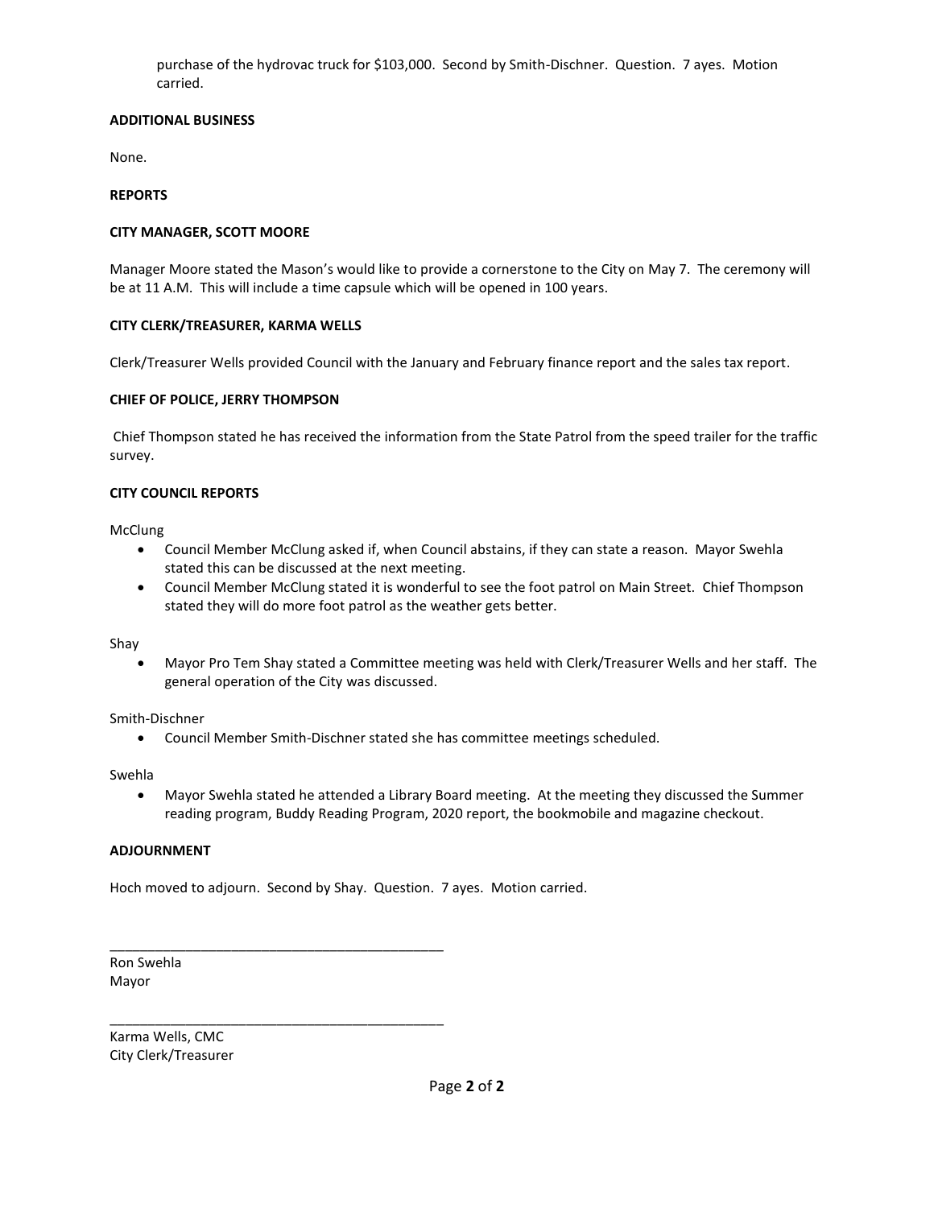purchase of the hydrovac truck for $103,000. Second by Smith-Dischner. Question. 7 ayes. Motion carried.

**ADDITIONAL BUSINESS**

None.

**REPORTS**

**CITY MANAGER, SCOTT MOORE**

Manager Moore stated the Mason's would like to provide a cornerstone to the City on May 7. The ceremony will be at 11 A.M. This will include a time capsule which will be opened in 100 years.

**CITY CLERK/TREASURER, KARMA WELLS**

Clerk/Treasurer Wells provided Council with the January and February finance report and the sales tax report.

**CHIEF OF POLICE, JERRY THOMPSON**

Chief Thompson stated he has received the information from the State Patrol from the speed trailer for the traffic survey.

**CITY COUNCIL REPORTS**

McClung

- Council Member McClung asked if, when Council abstains, if they can state a reason. Mayor Swehla stated this can be discussed at the next meeting.
- Council Member McClung stated it is wonderful to see the foot patrol on Main Street. Chief Thompson stated they will do more foot patrol as the weather gets better.

Shay

- Mayor Pro Tem Shay stated a Committee meeting was held with Clerk/Treasurer Wells and her staff. The general operation of the City was discussed.

Smith-Dischner

- Council Member Smith-Dischner stated she has committee meetings scheduled.

Swehla

- Mayor Swehla stated he attended a Library Board meeting. At the meeting they discussed the Summer reading program, Buddy Reading Program, 2020 report, the bookmobile and magazine checkout.

**ADJOURNMENT**

Hoch moved to adjourn. Second by Shay. Question. 7 ayes. Motion carried.

\_\_\_\_\_\_\_\_\_\_\_\_\_\_\_\_\_\_\_\_\_\_\_\_\_\_\_\_\_\_\_\_\_\_\_\_\_\_\_\_\_\_\_\_\_

Ron Swehla
Mayor

\_\_\_\_\_\_\_\_\_\_\_\_\_\_\_\_\_\_\_\_\_\_\_\_\_\_\_\_\_\_\_\_\_\_\_\_\_\_\_\_\_\_\_\_\_

Karma Wells, CMC
City Clerk/Treasurer